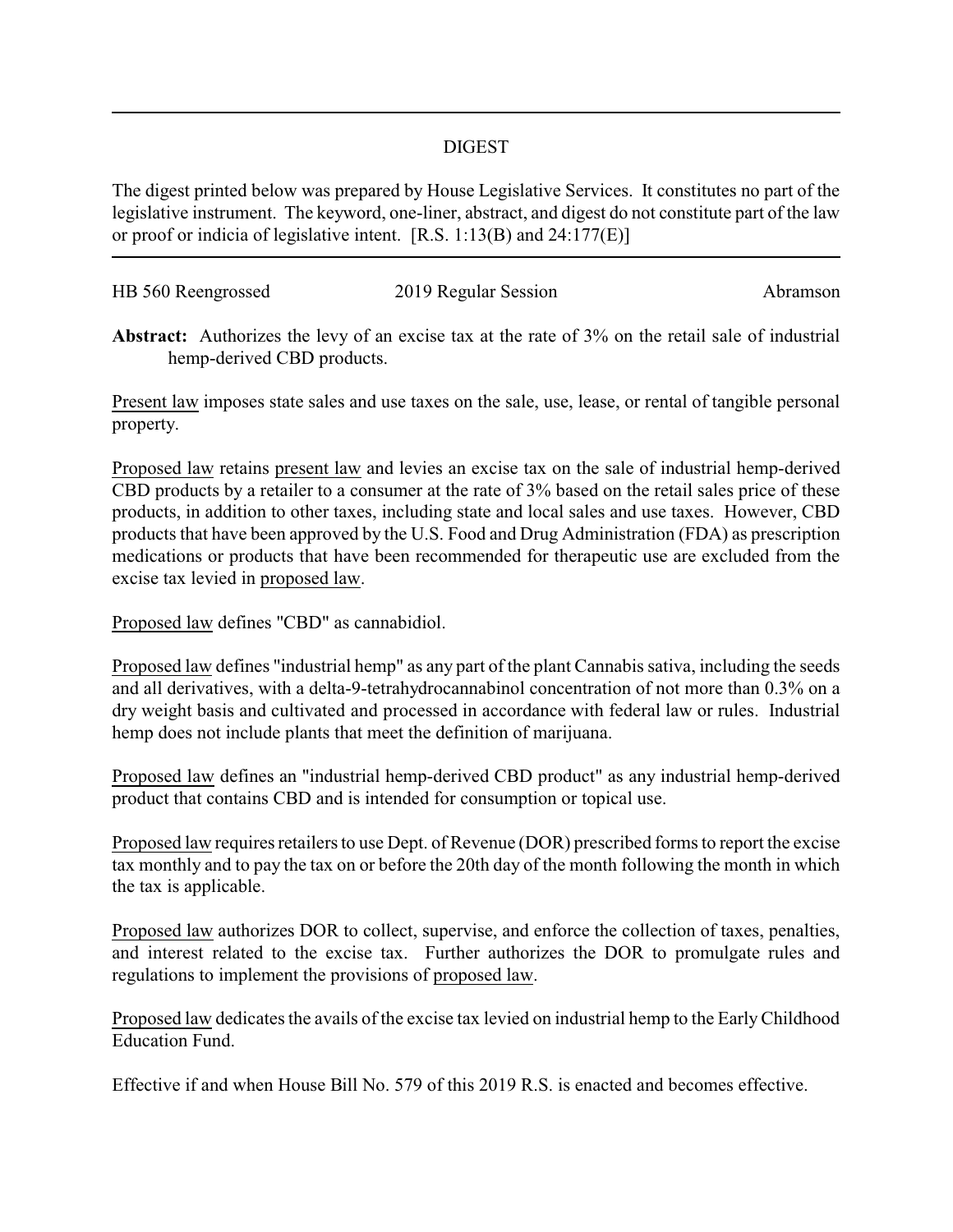## DIGEST

The digest printed below was prepared by House Legislative Services. It constitutes no part of the legislative instrument. The keyword, one-liner, abstract, and digest do not constitute part of the law or proof or indicia of legislative intent. [R.S. 1:13(B) and 24:177(E)]

HB 560 Reengrossed | 2019 Regular Session | Abramson

**Abstract:** Authorizes the levy of an excise tax at the rate of 3% on the retail sale of industrial hemp-derived CBD products.

Present law imposes state sales and use taxes on the sale, use, lease, or rental of tangible personal property.

Proposed law retains present law and levies an excise tax on the sale of industrial hemp-derived CBD products by a retailer to a consumer at the rate of 3% based on the retail sales price of these products, in addition to other taxes, including state and local sales and use taxes. However, CBD products that have been approved by the U.S. Food and Drug Administration (FDA) as prescription medications or products that have been recommended for therapeutic use are excluded from the excise tax levied in proposed law.

Proposed law defines "CBD" as cannabidiol.

Proposed law defines "industrial hemp" as any part of the plant Cannabis sativa, including the seeds and all derivatives, with a delta-9-tetrahydrocannabinol concentration of not more than 0.3% on a dry weight basis and cultivated and processed in accordance with federal law or rules. Industrial hemp does not include plants that meet the definition of marijuana.

Proposed law defines an "industrial hemp-derived CBD product" as any industrial hemp-derived product that contains CBD and is intended for consumption or topical use.

Proposed law requires retailers to use Dept. of Revenue (DOR) prescribed forms to report the excise tax monthly and to pay the tax on or before the 20th day of the month following the month in which the tax is applicable.

Proposed law authorizes DOR to collect, supervise, and enforce the collection of taxes, penalties, and interest related to the excise tax. Further authorizes the DOR to promulgate rules and regulations to implement the provisions of proposed law.

Proposed law dedicates the avails of the excise tax levied on industrial hemp to the Early Childhood Education Fund.

Effective if and when House Bill No. 579 of this 2019 R.S. is enacted and becomes effective.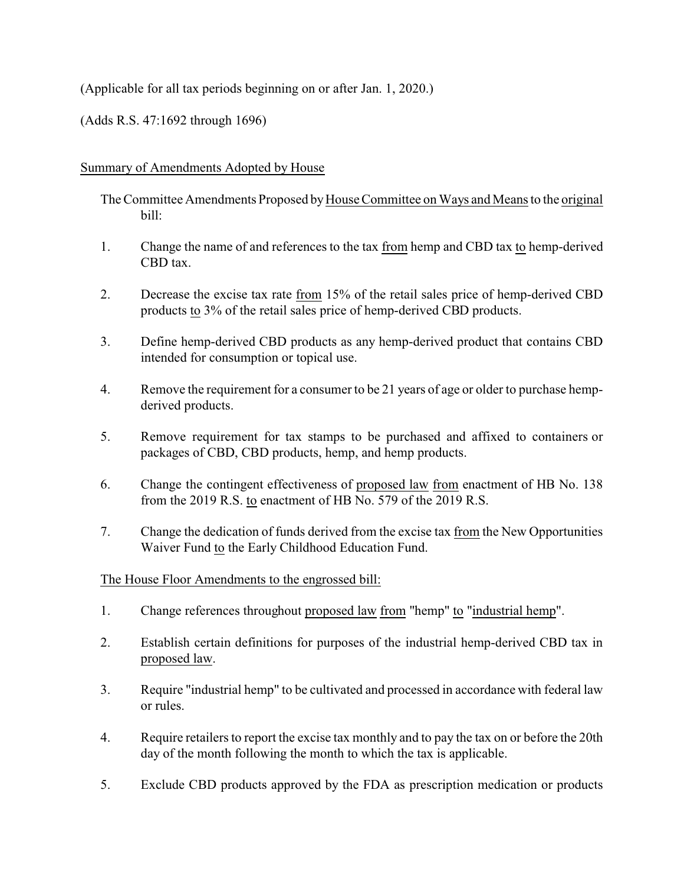(Applicable for all tax periods beginning on or after Jan. 1, 2020.)

(Adds R.S. 47:1692 through 1696)

<u>Summary of Amendments Adopted by House</u>

The Committee Amendments Proposed by <u>House Committee on Ways and Means</u> to the <u>original</u> bill:

1. Change the name of and references to the tax <u>from</u> hemp and CBD tax <u>to</u> hemp-derived CBD tax.

2. Decrease the excise tax rate <u>from</u> 15% of the retail sales price of hemp-derived CBD products <u>to</u> 3% of the retail sales price of hemp-derived CBD products.

3. Define hemp-derived CBD products as any hemp-derived product that contains CBD intended for consumption or topical use.

4. Remove the requirement for a consumer to be 21 years of age or older to purchase hemp-derived products.

5. Remove requirement for tax stamps to be purchased and affixed to containers or packages of CBD, CBD products, hemp, and hemp products.

6. Change the contingent effectiveness of <u>proposed law</u> <u>from</u> enactment of HB No. 138 from the 2019 R.S. <u>to</u> enactment of HB No. 579 of the 2019 R.S.

7. Change the dedication of funds derived from the excise tax <u>from</u> the New Opportunities Waiver Fund <u>to</u> the Early Childhood Education Fund.

<u>The House Floor Amendments to the engrossed bill:</u>

1. Change references throughout <u>proposed law</u> <u>from</u> "hemp" <u>to</u> "<u>industrial hemp</u>".

2. Establish certain definitions for purposes of the industrial hemp-derived CBD tax in <u>proposed law</u>.

3. Require "industrial hemp" to be cultivated and processed in accordance with federal law or rules.

4. Require retailers to report the excise tax monthly and to pay the tax on or before the 20th day of the month following the month to which the tax is applicable.

5. Exclude CBD products approved by the FDA as prescription medication or products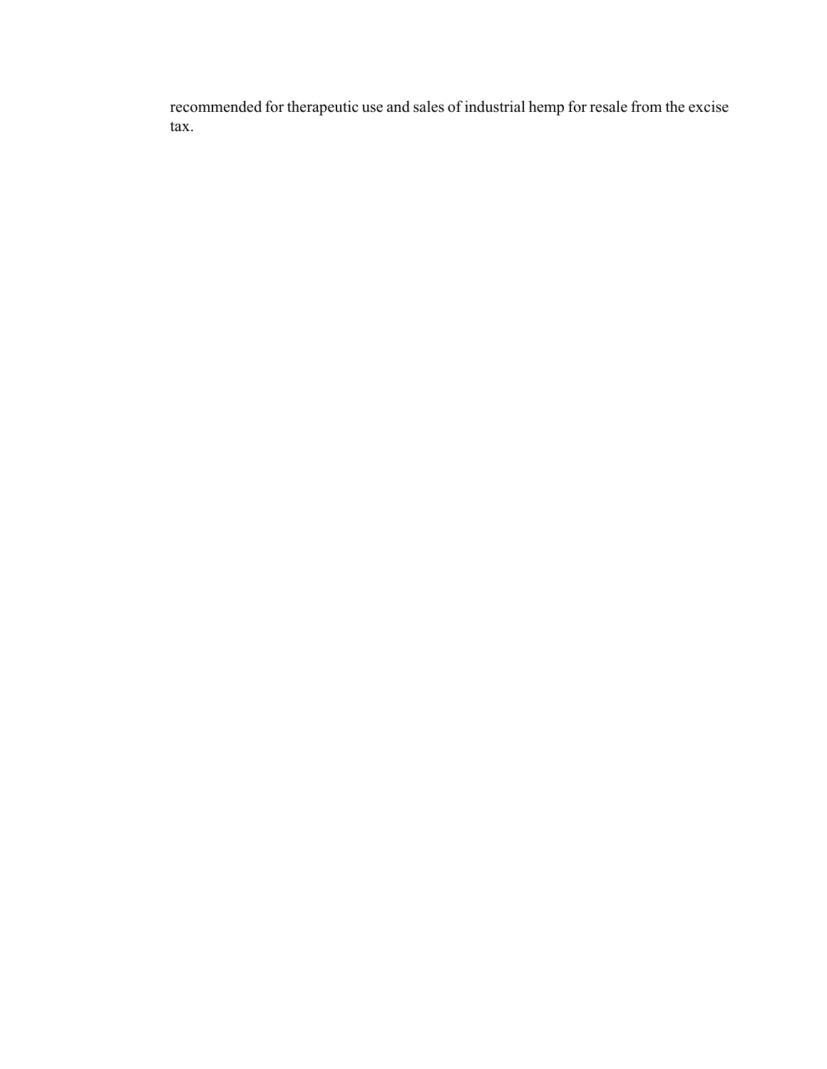recommended for therapeutic use and sales of industrial hemp for resale from the excise tax.